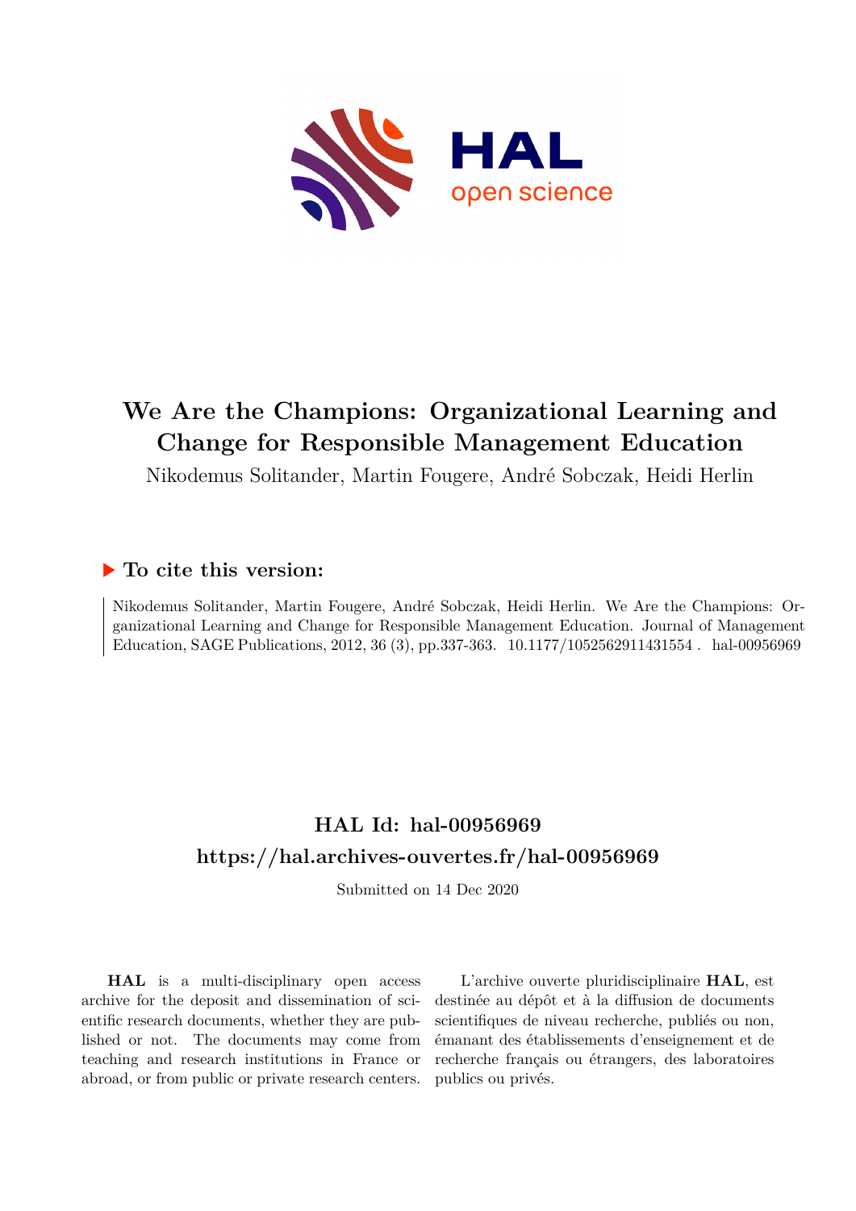# We Are the Champions: Organizational Learning and Change for Responsible Management Education

Nikodemus Solitander, Martin Fougere, André Sobczak, Heidi Herlin

## ▶ To cite this version:

Nikodemus Solitander, Martin Fougere, André Sobczak, Heidi Herlin. We Are the Champions: Organizational Learning and Change for Responsible Management Education. Journal of Management Education, SAGE Publications, 2012, 36 (3), pp.337-363. 10.1177/1052562911431554 . hal-00956969

## HAL Id: hal-00956969

## https://hal.archives-ouvertes.fr/hal-00956969

Submitted on 14 Dec 2020

**HAL** is a multi-disciplinary open access archive for the deposit and dissemination of scientific research documents, whether they are published or not. The documents may come from teaching and research institutions in France or abroad, or from public or private research centers.

L'archive ouverte pluridisciplinaire **HAL**, est destinée au dépôt et à la diffusion de documents scientifiques de niveau recherche, publiés ou non, émanant des établissements d'enseignement et de recherche français ou étrangers, des laboratoires publics ou privés.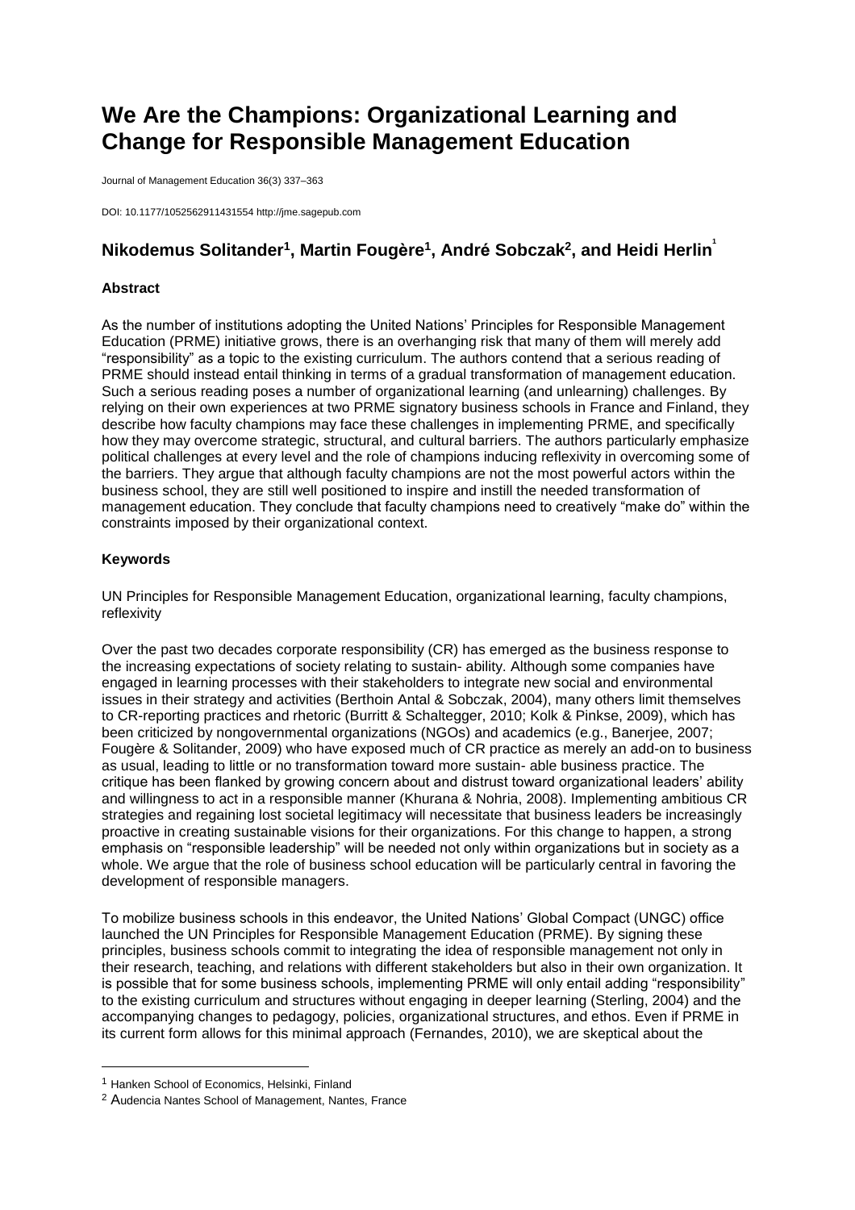# We Are the Champions: Organizational Learning and Change for Responsible Management Education

Journal of Management Education 36(3) 337–363

DOI: 10.1177/1052562911431554 http://jme.sagepub.com

## Nikodemus Solitander[1], Martin Fougère[1], André Sobczak[2], and Heidi Herlin[1]

### Abstract

As the number of institutions adopting the United Nations' Principles for Responsible Management Education (PRME) initiative grows, there is an overhanging risk that many of them will merely add "responsibility" as a topic to the existing curriculum. The authors contend that a serious reading of PRME should instead entail thinking in terms of a gradual transformation of management education. Such a serious reading poses a number of organizational learning (and unlearning) challenges. By relying on their own experiences at two PRME signatory business schools in France and Finland, they describe how faculty champions may face these challenges in implementing PRME, and specifically how they may overcome strategic, structural, and cultural barriers. The authors particularly emphasize political challenges at every level and the role of champions inducing reflexivity in overcoming some of the barriers. They argue that although faculty champions are not the most powerful actors within the business school, they are still well positioned to inspire and instill the needed transformation of management education. They conclude that faculty champions need to creatively "make do" within the constraints imposed by their organizational context.

### Keywords

UN Principles for Responsible Management Education, organizational learning, faculty champions, reflexivity

Over the past two decades corporate responsibility (CR) has emerged as the business response to the increasing expectations of society relating to sustain- ability. Although some companies have engaged in learning processes with their stakeholders to integrate new social and environmental issues in their strategy and activities (Berthoin Antal & Sobczak, 2004), many others limit themselves to CR-reporting practices and rhetoric (Burritt & Schaltegger, 2010; Kolk & Pinkse, 2009), which has been criticized by nongovernmental organizations (NGOs) and academics (e.g., Banerjee, 2007; Fougère & Solitander, 2009) who have exposed much of CR practice as merely an add-on to business as usual, leading to little or no transformation toward more sustain- able business practice. The critique has been flanked by growing concern about and distrust toward organizational leaders' ability and willingness to act in a responsible manner (Khurana & Nohria, 2008). Implementing ambitious CR strategies and regaining lost societal legitimacy will necessitate that business leaders be increasingly proactive in creating sustainable visions for their organizations. For this change to happen, a strong emphasis on "responsible leadership" will be needed not only within organizations but in society as a whole. We argue that the role of business school education will be particularly central in favoring the development of responsible managers.

To mobilize business schools in this endeavor, the United Nations' Global Compact (UNGC) office launched the UN Principles for Responsible Management Education (PRME). By signing these principles, business schools commit to integrating the idea of responsible management not only in their research, teaching, and relations with different stakeholders but also in their own organization. It is possible that for some business schools, implementing PRME will only entail adding "responsibility" to the existing curriculum and structures without engaging in deeper learning (Sterling, 2004) and the accompanying changes to pedagogy, policies, organizational structures, and ethos. Even if PRME in its current form allows for this minimal approach (Fernandes, 2010), we are skeptical about the

[1] Hanken School of Economics, Helsinki, Finland

[2] Audencia Nantes School of Management, Nantes, France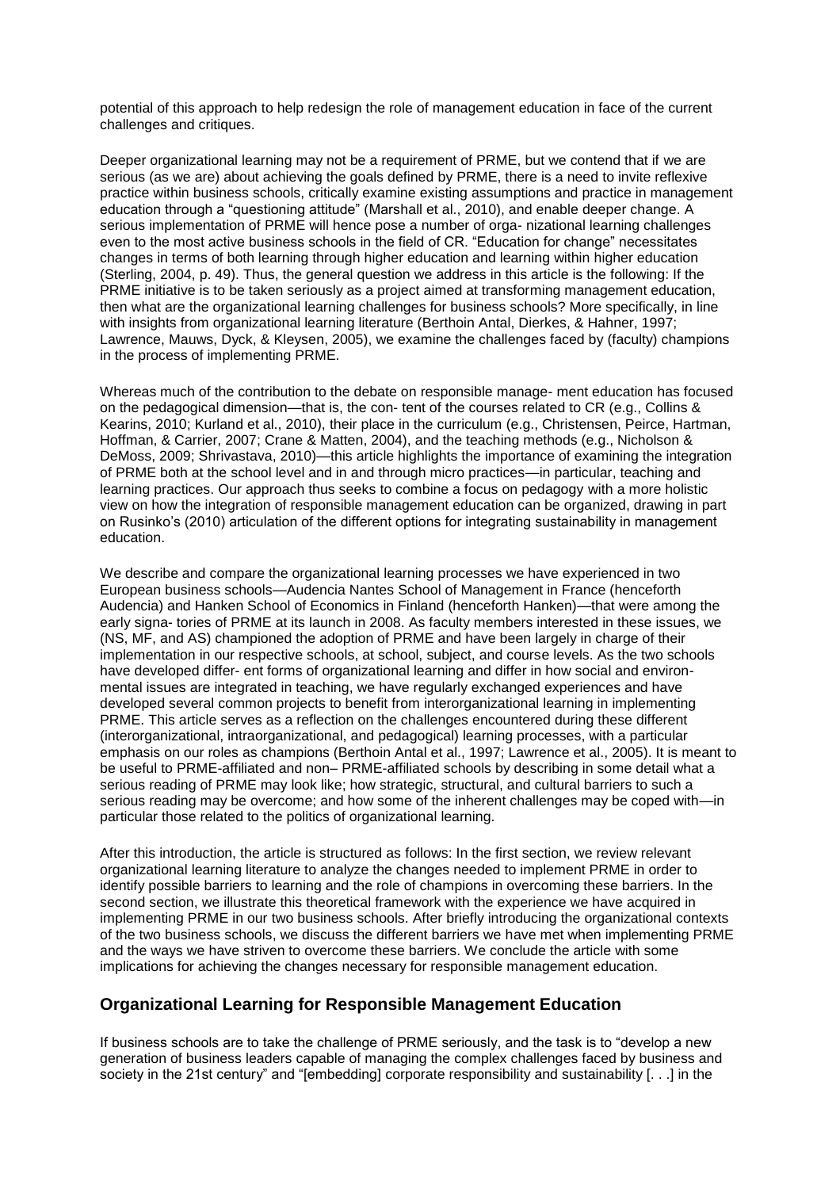potential of this approach to help redesign the role of management education in face of the current challenges and critiques.

Deeper organizational learning may not be a requirement of PRME, but we contend that if we are serious (as we are) about achieving the goals defined by PRME, there is a need to invite reflexive practice within business schools, critically examine existing assumptions and practice in management education through a "questioning attitude" (Marshall et al., 2010), and enable deeper change. A serious implementation of PRME will hence pose a number of orga- nizational learning challenges even to the most active business schools in the field of CR. "Education for change" necessitates changes in terms of both learning through higher education and learning within higher education (Sterling, 2004, p. 49). Thus, the general question we address in this article is the following: If the PRME initiative is to be taken seriously as a project aimed at transforming management education, then what are the organizational learning challenges for business schools? More specifically, in line with insights from organizational learning literature (Berthoin Antal, Dierkes, & Hahner, 1997; Lawrence, Mauws, Dyck, & Kleysen, 2005), we examine the challenges faced by (faculty) champions in the process of implementing PRME.

Whereas much of the contribution to the debate on responsible manage- ment education has focused on the pedagogical dimension—that is, the con- tent of the courses related to CR (e.g., Collins & Kearins, 2010; Kurland et al., 2010), their place in the curriculum (e.g., Christensen, Peirce, Hartman, Hoffman, & Carrier, 2007; Crane & Matten, 2004), and the teaching methods (e.g., Nicholson & DeMoss, 2009; Shrivastava, 2010)—this article highlights the importance of examining the integration of PRME both at the school level and in and through micro practices—in particular, teaching and learning practices. Our approach thus seeks to combine a focus on pedagogy with a more holistic view on how the integration of responsible management education can be organized, drawing in part on Rusinko's (2010) articulation of the different options for integrating sustainability in management education.

We describe and compare the organizational learning processes we have experienced in two European business schools—Audencia Nantes School of Management in France (henceforth Audencia) and Hanken School of Economics in Finland (henceforth Hanken)—that were among the early signa- tories of PRME at its launch in 2008. As faculty members interested in these issues, we (NS, MF, and AS) championed the adoption of PRME and have been largely in charge of their implementation in our respective schools, at school, subject, and course levels. As the two schools have developed differ- ent forms of organizational learning and differ in how social and environ- mental issues are integrated in teaching, we have regularly exchanged experiences and have developed several common projects to benefit from interorganizational learning in implementing PRME. This article serves as a reflection on the challenges encountered during these different (interorganizational, intraorganizational, and pedagogical) learning processes, with a particular emphasis on our roles as champions (Berthoin Antal et al., 1997; Lawrence et al., 2005). It is meant to be useful to PRME-affiliated and non– PRME-affiliated schools by describing in some detail what a serious reading of PRME may look like; how strategic, structural, and cultural barriers to such a serious reading may be overcome; and how some of the inherent challenges may be coped with—in particular those related to the politics of organizational learning.

After this introduction, the article is structured as follows: In the first section, we review relevant organizational learning literature to analyze the changes needed to implement PRME in order to identify possible barriers to learning and the role of champions in overcoming these barriers. In the second section, we illustrate this theoretical framework with the experience we have acquired in implementing PRME in our two business schools. After briefly introducing the organizational contexts of the two business schools, we discuss the different barriers we have met when implementing PRME and the ways we have striven to overcome these barriers. We conclude the article with some implications for achieving the changes necessary for responsible management education.

## Organizational Learning for Responsible Management Education

If business schools are to take the challenge of PRME seriously, and the task is to "develop a new generation of business leaders capable of managing the complex challenges faced by business and society in the 21st century" and "[embedding] corporate responsibility and sustainability [. . .] in the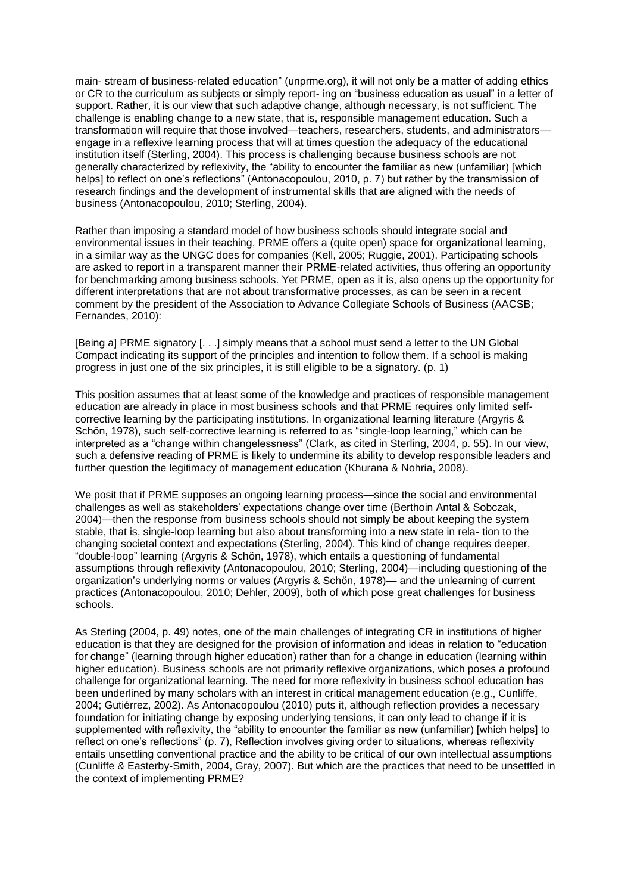main- stream of business-related education" (unprme.org), it will not only be a matter of adding ethics or CR to the curriculum as subjects or simply report- ing on "business education as usual" in a letter of support. Rather, it is our view that such adaptive change, although necessary, is not sufficient. The challenge is enabling change to a new state, that is, responsible management education. Such a transformation will require that those involved—teachers, researchers, students, and administrators—engage in a reflexive learning process that will at times question the adequacy of the educational institution itself (Sterling, 2004). This process is challenging because business schools are not generally characterized by reflexivity, the "ability to encounter the familiar as new (unfamiliar) [which helps] to reflect on one's reflections" (Antonacopoulou, 2010, p. 7) but rather by the transmission of research findings and the development of instrumental skills that are aligned with the needs of business (Antonacopoulou, 2010; Sterling, 2004).

Rather than imposing a standard model of how business schools should integrate social and environmental issues in their teaching, PRME offers a (quite open) space for organizational learning, in a similar way as the UNGC does for companies (Kell, 2005; Ruggie, 2001). Participating schools are asked to report in a transparent manner their PRME-related activities, thus offering an opportunity for benchmarking among business schools. Yet PRME, open as it is, also opens up the opportunity for different interpretations that are not about transformative processes, as can be seen in a recent comment by the president of the Association to Advance Collegiate Schools of Business (AACSB; Fernandes, 2010):

[Being a] PRME signatory [. . .] simply means that a school must send a letter to the UN Global Compact indicating its support of the principles and intention to follow them. If a school is making progress in just one of the six principles, it is still eligible to be a signatory. (p. 1)

This position assumes that at least some of the knowledge and practices of responsible management education are already in place in most business schools and that PRME requires only limited self-corrective learning by the participating institutions. In organizational learning literature (Argyris & Schön, 1978), such self-corrective learning is referred to as "single-loop learning," which can be interpreted as a "change within changelessness" (Clark, as cited in Sterling, 2004, p. 55). In our view, such a defensive reading of PRME is likely to undermine its ability to develop responsible leaders and further question the legitimacy of management education (Khurana & Nohria, 2008).

We posit that if PRME supposes an ongoing learning process—since the social and environmental challenges as well as stakeholders' expectations change over time (Berthoin Antal & Sobczak, 2004)—then the response from business schools should not simply be about keeping the system stable, that is, single-loop learning but also about transforming into a new state in rela- tion to the changing societal context and expectations (Sterling, 2004). This kind of change requires deeper, "double-loop" learning (Argyris & Schön, 1978), which entails a questioning of fundamental assumptions through reflexivity (Antonacopoulou, 2010; Sterling, 2004)—including questioning of the organization's underlying norms or values (Argyris & Schön, 1978)— and the unlearning of current practices (Antonacopoulou, 2010; Dehler, 2009), both of which pose great challenges for business schools.

As Sterling (2004, p. 49) notes, one of the main challenges of integrating CR in institutions of higher education is that they are designed for the provision of information and ideas in relation to "education for change" (learning through higher education) rather than for a change in education (learning within higher education). Business schools are not primarily reflexive organizations, which poses a profound challenge for organizational learning. The need for more reflexivity in business school education has been underlined by many scholars with an interest in critical management education (e.g., Cunliffe, 2004; Gutiérrez, 2002). As Antonacopoulou (2010) puts it, although reflection provides a necessary foundation for initiating change by exposing underlying tensions, it can only lead to change if it is supplemented with reflexivity, the "ability to encounter the familiar as new (unfamiliar) [which helps] to reflect on one's reflections" (p. 7), Reflection involves giving order to situations, whereas reflexivity entails unsettling conventional practice and the ability to be critical of our own intellectual assumptions (Cunliffe & Easterby-Smith, 2004, Gray, 2007). But which are the practices that need to be unsettled in the context of implementing PRME?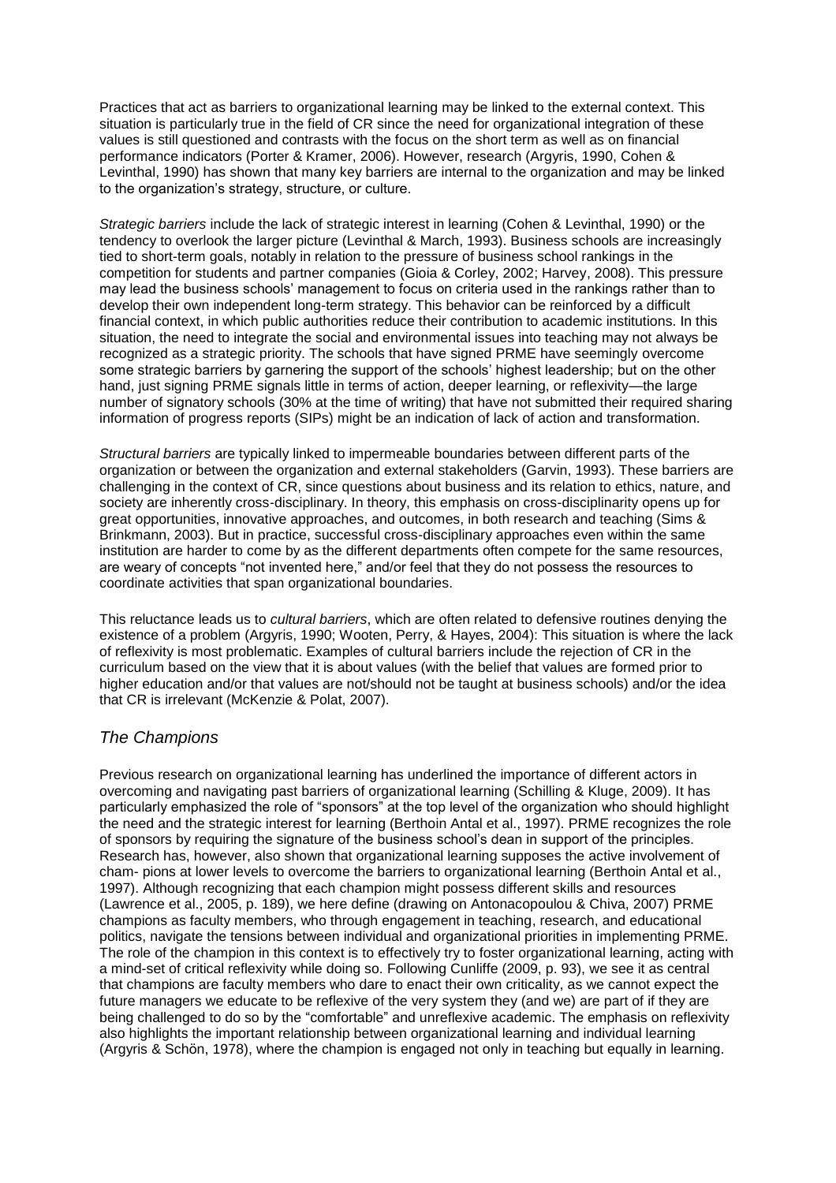Practices that act as barriers to organizational learning may be linked to the external context. This situation is particularly true in the field of CR since the need for organizational integration of these values is still questioned and contrasts with the focus on the short term as well as on financial performance indicators (Porter & Kramer, 2006). However, research (Argyris, 1990, Cohen & Levinthal, 1990) has shown that many key barriers are internal to the organization and may be linked to the organization's strategy, structure, or culture.

*Strategic barriers* include the lack of strategic interest in learning (Cohen & Levinthal, 1990) or the tendency to overlook the larger picture (Levinthal & March, 1993). Business schools are increasingly tied to short-term goals, notably in relation to the pressure of business school rankings in the competition for students and partner companies (Gioia & Corley, 2002; Harvey, 2008). This pressure may lead the business schools' management to focus on criteria used in the rankings rather than to develop their own independent long-term strategy. This behavior can be reinforced by a difficult financial context, in which public authorities reduce their contribution to academic institutions. In this situation, the need to integrate the social and environmental issues into teaching may not always be recognized as a strategic priority. The schools that have signed PRME have seemingly overcome some strategic barriers by garnering the support of the schools' highest leadership; but on the other hand, just signing PRME signals little in terms of action, deeper learning, or reflexivity—the large number of signatory schools (30% at the time of writing) that have not submitted their required sharing information of progress reports (SIPs) might be an indication of lack of action and transformation.

*Structural barriers* are typically linked to impermeable boundaries between different parts of the organization or between the organization and external stakeholders (Garvin, 1993). These barriers are challenging in the context of CR, since questions about business and its relation to ethics, nature, and society are inherently cross-disciplinary. In theory, this emphasis on cross-disciplinarity opens up for great opportunities, innovative approaches, and outcomes, in both research and teaching (Sims & Brinkmann, 2003). But in practice, successful cross-disciplinary approaches even within the same institution are harder to come by as the different departments often compete for the same resources, are weary of concepts "not invented here," and/or feel that they do not possess the resources to coordinate activities that span organizational boundaries.

This reluctance leads us to *cultural barriers*, which are often related to defensive routines denying the existence of a problem (Argyris, 1990; Wooten, Perry, & Hayes, 2004): This situation is where the lack of reflexivity is most problematic. Examples of cultural barriers include the rejection of CR in the curriculum based on the view that it is about values (with the belief that values are formed prior to higher education and/or that values are not/should not be taught at business schools) and/or the idea that CR is irrelevant (McKenzie & Polat, 2007).

## *The Champions*

Previous research on organizational learning has underlined the importance of different actors in overcoming and navigating past barriers of organizational learning (Schilling & Kluge, 2009). It has particularly emphasized the role of "sponsors" at the top level of the organization who should highlight the need and the strategic interest for learning (Berthoin Antal et al., 1997). PRME recognizes the role of sponsors by requiring the signature of the business school's dean in support of the principles. Research has, however, also shown that organizational learning supposes the active involvement of cham- pions at lower levels to overcome the barriers to organizational learning (Berthoin Antal et al., 1997). Although recognizing that each champion might possess different skills and resources (Lawrence et al., 2005, p. 189), we here define (drawing on Antonacopoulou & Chiva, 2007) PRME champions as faculty members, who through engagement in teaching, research, and educational politics, navigate the tensions between individual and organizational priorities in implementing PRME. The role of the champion in this context is to effectively try to foster organizational learning, acting with a mind-set of critical reflexivity while doing so. Following Cunliffe (2009, p. 93), we see it as central that champions are faculty members who dare to enact their own criticality, as we cannot expect the future managers we educate to be reflexive of the very system they (and we) are part of if they are being challenged to do so by the "comfortable" and unreflexive academic. The emphasis on reflexivity also highlights the important relationship between organizational learning and individual learning (Argyris & Schön, 1978), where the champion is engaged not only in teaching but equally in learning.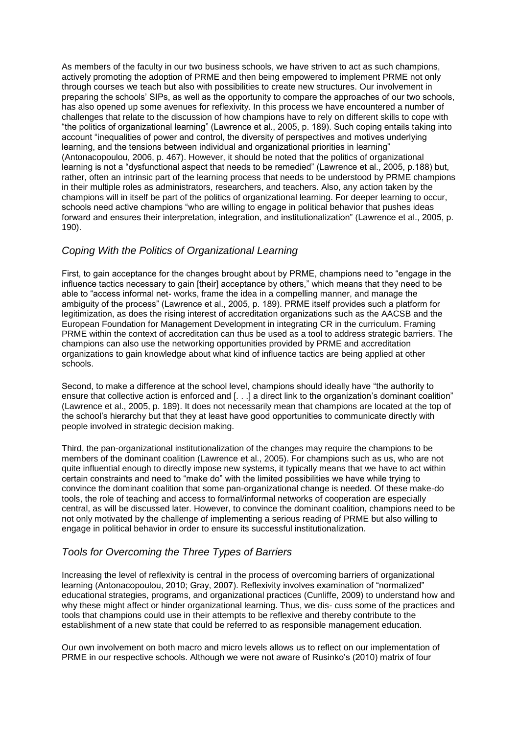As members of the faculty in our two business schools, we have striven to act as such champions, actively promoting the adoption of PRME and then being empowered to implement PRME not only through courses we teach but also with possibilities to create new structures. Our involvement in preparing the schools' SIPs, as well as the opportunity to compare the approaches of our two schools, has also opened up some avenues for reflexivity. In this process we have encountered a number of challenges that relate to the discussion of how champions have to rely on different skills to cope with "the politics of organizational learning" (Lawrence et al., 2005, p. 189). Such coping entails taking into account "inequalities of power and control, the diversity of perspectives and motives underlying learning, and the tensions between individual and organizational priorities in learning" (Antonacopoulou, 2006, p. 467). However, it should be noted that the politics of organizational learning is not a "dysfunctional aspect that needs to be remedied" (Lawrence et al., 2005, p.188) but, rather, often an intrinsic part of the learning process that needs to be understood by PRME champions in their multiple roles as administrators, researchers, and teachers. Also, any action taken by the champions will in itself be part of the politics of organizational learning. For deeper learning to occur, schools need active champions "who are willing to engage in political behavior that pushes ideas forward and ensures their interpretation, integration, and institutionalization" (Lawrence et al., 2005, p. 190).

## *Coping With the Politics of Organizational Learning*

First, to gain acceptance for the changes brought about by PRME, champions need to "engage in the influence tactics necessary to gain [their] acceptance by others," which means that they need to be able to "access informal net- works, frame the idea in a compelling manner, and manage the ambiguity of the process" (Lawrence et al., 2005, p. 189). PRME itself provides such a platform for legitimization, as does the rising interest of accreditation organizations such as the AACSB and the European Foundation for Management Development in integrating CR in the curriculum. Framing PRME within the context of accreditation can thus be used as a tool to address strategic barriers. The champions can also use the networking opportunities provided by PRME and accreditation organizations to gain knowledge about what kind of influence tactics are being applied at other schools.

Second, to make a difference at the school level, champions should ideally have "the authority to ensure that collective action is enforced and [. . .] a direct link to the organization's dominant coalition" (Lawrence et al., 2005, p. 189). It does not necessarily mean that champions are located at the top of the school's hierarchy but that they at least have good opportunities to communicate directly with people involved in strategic decision making.

Third, the pan-organizational institutionalization of the changes may require the champions to be members of the dominant coalition (Lawrence et al., 2005). For champions such as us, who are not quite influential enough to directly impose new systems, it typically means that we have to act within certain constraints and need to "make do" with the limited possibilities we have while trying to convince the dominant coalition that some pan-organizational change is needed. Of these make-do tools, the role of teaching and access to formal/informal networks of cooperation are especially central, as will be discussed later. However, to convince the dominant coalition, champions need to be not only motivated by the challenge of implementing a serious reading of PRME but also willing to engage in political behavior in order to ensure its successful institutionalization.

## *Tools for Overcoming the Three Types of Barriers*

Increasing the level of reflexivity is central in the process of overcoming barriers of organizational learning (Antonacopoulou, 2010; Gray, 2007). Reflexivity involves examination of "normalized" educational strategies, programs, and organizational practices (Cunliffe, 2009) to understand how and why these might affect or hinder organizational learning. Thus, we dis- cuss some of the practices and tools that champions could use in their attempts to be reflexive and thereby contribute to the establishment of a new state that could be referred to as responsible management education.

Our own involvement on both macro and micro levels allows us to reflect on our implementation of PRME in our respective schools. Although we were not aware of Rusinko's (2010) matrix of four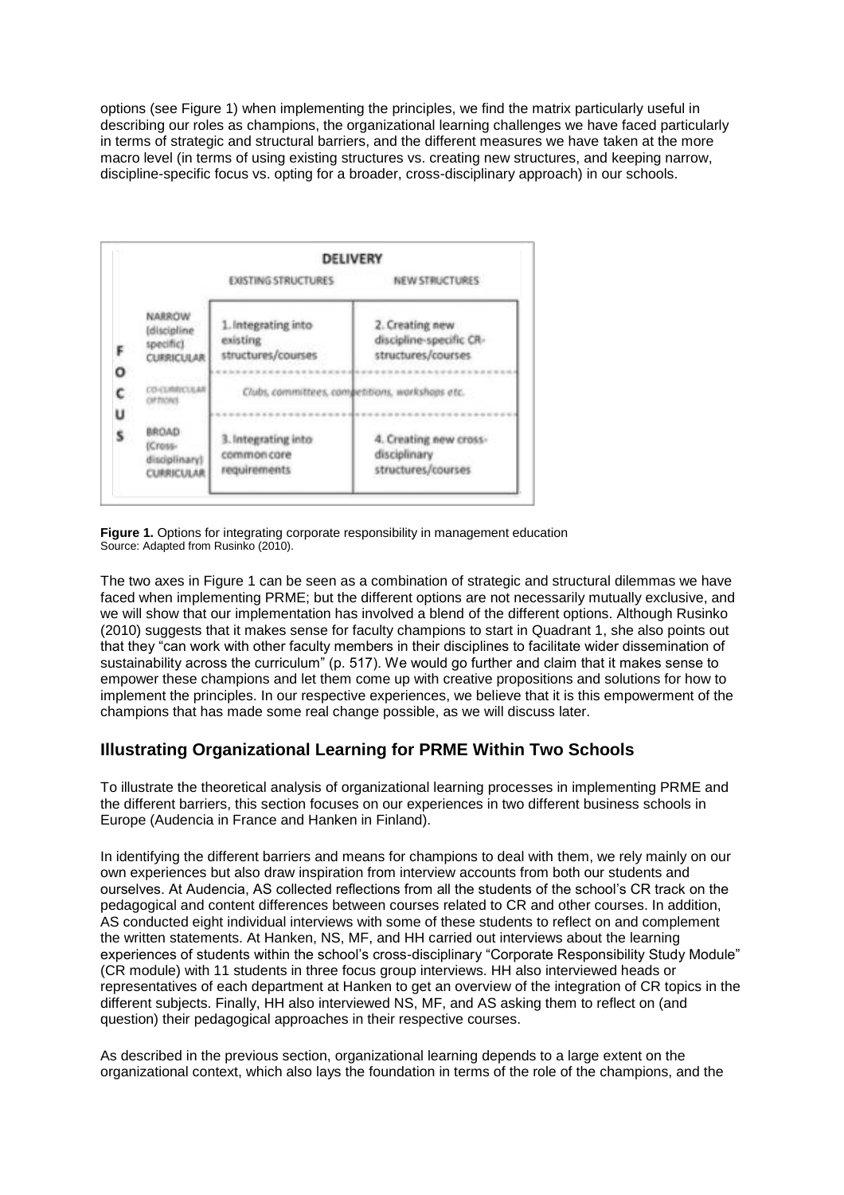options (see Figure 1) when implementing the principles, we find the matrix particularly useful in describing our roles as champions, the organizational learning challenges we have faced particularly in terms of strategic and structural barriers, and the different measures we have taken at the more macro level (in terms of using existing structures vs. creating new structures, and keeping narrow, discipline-specific focus vs. opting for a broader, cross-disciplinary approach) in our schools.

| | | DELIVERY | |
|---|---|---|---|
| | | EXISTING STRUCTURES | NEW STRUCTURES |
| FOCUS | NARROW (discipline specific) CURRICULAR | 1. Integrating into existing structures/courses | 2. Creating new discipline-specific CR-structures/courses |
| | CO-CURRICULAR OPTIONS | Clubs, committees, competitions, workshops etc. | |
| | BROAD (Cross-disciplinary) CURRICULAR | 3. Integrating into common core requirements | 4. Creating new cross-disciplinary structures/courses |

**Figure 1.** Options for integrating corporate responsibility in management education
Source: Adapted from Rusinko (2010).

The two axes in Figure 1 can be seen as a combination of strategic and structural dilemmas we have faced when implementing PRME; but the different options are not necessarily mutually exclusive, and we will show that our implementation has involved a blend of the different options. Although Rusinko (2010) suggests that it makes sense for faculty champions to start in Quadrant 1, she also points out that they "can work with other faculty members in their disciplines to facilitate wider dissemination of sustainability across the curriculum" (p. 517). We would go further and claim that it makes sense to empower these champions and let them come up with creative propositions and solutions for how to implement the principles. In our respective experiences, we believe that it is this empowerment of the champions that has made some real change possible, as we will discuss later.

## Illustrating Organizational Learning for PRME Within Two Schools

To illustrate the theoretical analysis of organizational learning processes in implementing PRME and the different barriers, this section focuses on our experiences in two different business schools in Europe (Audencia in France and Hanken in Finland).

In identifying the different barriers and means for champions to deal with them, we rely mainly on our own experiences but also draw inspiration from interview accounts from both our students and ourselves. At Audencia, AS collected reflections from all the students of the school's CR track on the pedagogical and content differences between courses related to CR and other courses. In addition, AS conducted eight individual interviews with some of these students to reflect on and complement the written statements. At Hanken, NS, MF, and HH carried out interviews about the learning experiences of students within the school's cross-disciplinary "Corporate Responsibility Study Module" (CR module) with 11 students in three focus group interviews. HH also interviewed heads or representatives of each department at Hanken to get an overview of the integration of CR topics in the different subjects. Finally, HH also interviewed NS, MF, and AS asking them to reflect on (and question) their pedagogical approaches in their respective courses.

As described in the previous section, organizational learning depends to a large extent on the organizational context, which also lays the foundation in terms of the role of the champions, and the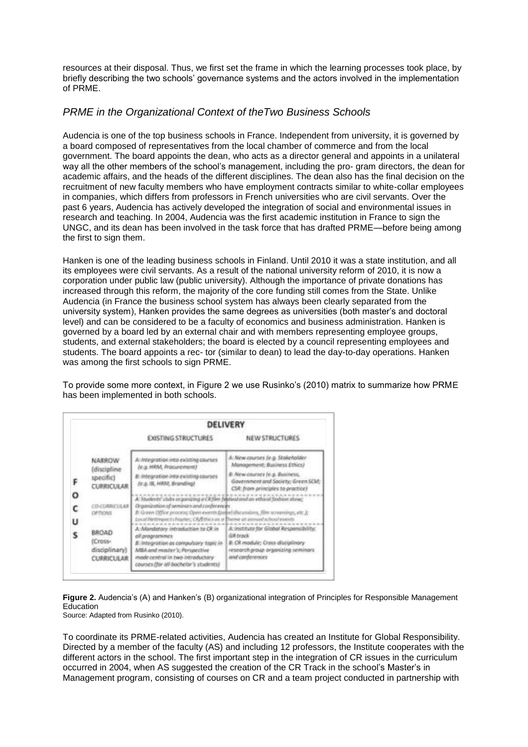resources at their disposal. Thus, we first set the frame in which the learning processes took place, by briefly describing the two schools' governance systems and the actors involved in the implementation of PRME.

## *PRME in the Organizational Context of theTwo Business Schools*

Audencia is one of the top business schools in France. Independent from university, it is governed by a board composed of representatives from the local chamber of commerce and from the local government. The board appoints the dean, who acts as a director general and appoints in a unilateral way all the other members of the school's management, including the pro- gram directors, the dean for academic affairs, and the heads of the different disciplines. The dean also has the final decision on the recruitment of new faculty members who have employment contracts similar to white-collar employees in companies, which differs from professors in French universities who are civil servants. Over the past 6 years, Audencia has actively developed the integration of social and environmental issues in research and teaching. In 2004, Audencia was the first academic institution in France to sign the UNGC, and its dean has been involved in the task force that has drafted PRME—before being among the first to sign them.

Hanken is one of the leading business schools in Finland. Until 2010 it was a state institution, and all its employees were civil servants. As a result of the national university reform of 2010, it is now a corporation under public law (public university). Although the importance of private donations has increased through this reform, the majority of the core funding still comes from the State. Unlike Audencia (in France the business school system has always been clearly separated from the university system), Hanken provides the same degrees as universities (both master's and doctoral level) and can be considered to be a faculty of economics and business administration. Hanken is governed by a board led by an external chair and with members representing employee groups, students, and external stakeholders; the board is elected by a council representing employees and students. The board appoints a rec- tor (similar to dean) to lead the day-to-day operations. Hanken was among the first schools to sign PRME.

To provide some more context, in Figure 2 we use Rusinko's (2010) matrix to summarize how PRME has been implemented in both schools.

| FOCUS | DELIVERY: EXISTING STRUCTURES | DELIVERY: NEW STRUCTURES |
|---|---|---|
| NARROW (discipline specific) CURRICULAR | A: Integration into existing courses (e.g. HRM, Procurement)<br>B: Integration into existing courses (e.g. IB, HRM, Branding) | A: New courses (e.g. Stakeholder Management; Business Ethics)<br>B: New courses (e.g. Business, Government and Society; Green SCM; CSR: from principles to practice) |
| CO-CURRICULAR OPTIONS | A: Students' clubs organizing a CR film festival and an ethical fashion show; Organization of seminars and conferences<br>B: Green Office process; Open events (panel discussions, film screenings, etc.); Local Netimpact chapter; CR/Ethics as a theme at annual school events | |
| BROAD (Cross-disciplinary) CURRICULAR | A: Mandatory introduction to CR in all programmes<br>B: Integration as compulsory topic in MBA and master's; Perspective made central in two introductory courses (for all bachelor's students) | A: Institute for Global Responsibility; GR track<br>B: CR module; Cross-disciplinary research group organizing seminars and conferences |

**Figure 2.** Audencia's (A) and Hanken's (B) organizational integration of Principles for Responsible Management Education
Source: Adapted from Rusinko (2010).

To coordinate its PRME-related activities, Audencia has created an Institute for Global Responsibility. Directed by a member of the faculty (AS) and including 12 professors, the Institute cooperates with the different actors in the school. The first important step in the integration of CR issues in the curriculum occurred in 2004, when AS suggested the creation of the CR Track in the school's Master's in Management program, consisting of courses on CR and a team project conducted in partnership with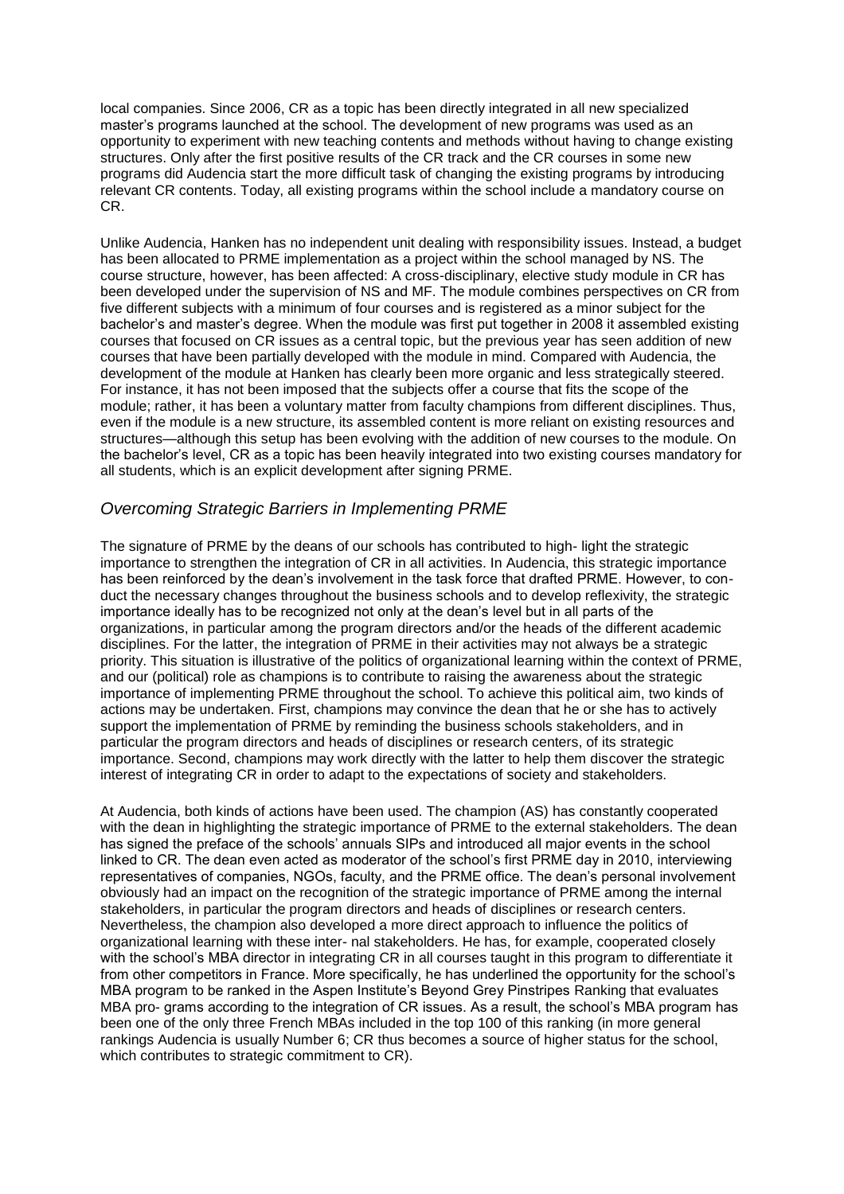local companies. Since 2006, CR as a topic has been directly integrated in all new specialized master's programs launched at the school. The development of new programs was used as an opportunity to experiment with new teaching contents and methods without having to change existing structures. Only after the first positive results of the CR track and the CR courses in some new programs did Audencia start the more difficult task of changing the existing programs by introducing relevant CR contents. Today, all existing programs within the school include a mandatory course on CR.

Unlike Audencia, Hanken has no independent unit dealing with responsibility issues. Instead, a budget has been allocated to PRME implementation as a project within the school managed by NS. The course structure, however, has been affected: A cross-disciplinary, elective study module in CR has been developed under the supervision of NS and MF. The module combines perspectives on CR from five different subjects with a minimum of four courses and is registered as a minor subject for the bachelor's and master's degree. When the module was first put together in 2008 it assembled existing courses that focused on CR issues as a central topic, but the previous year has seen addition of new courses that have been partially developed with the module in mind. Compared with Audencia, the development of the module at Hanken has clearly been more organic and less strategically steered. For instance, it has not been imposed that the subjects offer a course that fits the scope of the module; rather, it has been a voluntary matter from faculty champions from different disciplines. Thus, even if the module is a new structure, its assembled content is more reliant on existing resources and structures—although this setup has been evolving with the addition of new courses to the module. On the bachelor's level, CR as a topic has been heavily integrated into two existing courses mandatory for all students, which is an explicit development after signing PRME.

## *Overcoming Strategic Barriers in Implementing PRME*

The signature of PRME by the deans of our schools has contributed to high- light the strategic importance to strengthen the integration of CR in all activities. In Audencia, this strategic importance has been reinforced by the dean's involvement in the task force that drafted PRME. However, to con- duct the necessary changes throughout the business schools and to develop reflexivity, the strategic importance ideally has to be recognized not only at the dean's level but in all parts of the organizations, in particular among the program directors and/or the heads of the different academic disciplines. For the latter, the integration of PRME in their activities may not always be a strategic priority. This situation is illustrative of the politics of organizational learning within the context of PRME, and our (political) role as champions is to contribute to raising the awareness about the strategic importance of implementing PRME throughout the school. To achieve this political aim, two kinds of actions may be undertaken. First, champions may convince the dean that he or she has to actively support the implementation of PRME by reminding the business schools stakeholders, and in particular the program directors and heads of disciplines or research centers, of its strategic importance. Second, champions may work directly with the latter to help them discover the strategic interest of integrating CR in order to adapt to the expectations of society and stakeholders.

At Audencia, both kinds of actions have been used. The champion (AS) has constantly cooperated with the dean in highlighting the strategic importance of PRME to the external stakeholders. The dean has signed the preface of the schools' annuals SIPs and introduced all major events in the school linked to CR. The dean even acted as moderator of the school's first PRME day in 2010, interviewing representatives of companies, NGOs, faculty, and the PRME office. The dean's personal involvement obviously had an impact on the recognition of the strategic importance of PRME among the internal stakeholders, in particular the program directors and heads of disciplines or research centers. Nevertheless, the champion also developed a more direct approach to influence the politics of organizational learning with these inter- nal stakeholders. He has, for example, cooperated closely with the school's MBA director in integrating CR in all courses taught in this program to differentiate it from other competitors in France. More specifically, he has underlined the opportunity for the school's MBA program to be ranked in the Aspen Institute's Beyond Grey Pinstripes Ranking that evaluates MBA pro- grams according to the integration of CR issues. As a result, the school's MBA program has been one of the only three French MBAs included in the top 100 of this ranking (in more general rankings Audencia is usually Number 6; CR thus becomes a source of higher status for the school, which contributes to strategic commitment to CR).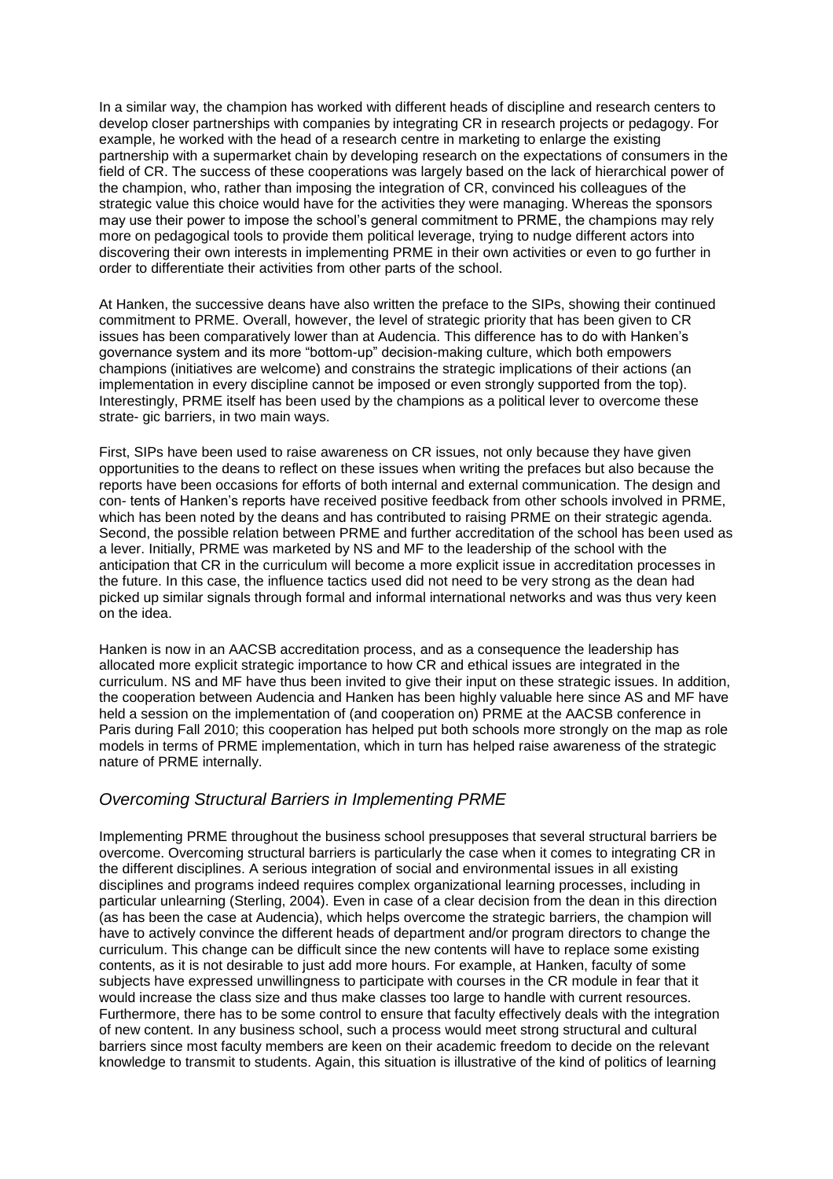In a similar way, the champion has worked with different heads of discipline and research centers to develop closer partnerships with companies by integrating CR in research projects or pedagogy. For example, he worked with the head of a research centre in marketing to enlarge the existing partnership with a supermarket chain by developing research on the expectations of consumers in the field of CR. The success of these cooperations was largely based on the lack of hierarchical power of the champion, who, rather than imposing the integration of CR, convinced his colleagues of the strategic value this choice would have for the activities they were managing. Whereas the sponsors may use their power to impose the school's general commitment to PRME, the champions may rely more on pedagogical tools to provide them political leverage, trying to nudge different actors into discovering their own interests in implementing PRME in their own activities or even to go further in order to differentiate their activities from other parts of the school.

At Hanken, the successive deans have also written the preface to the SIPs, showing their continued commitment to PRME. Overall, however, the level of strategic priority that has been given to CR issues has been comparatively lower than at Audencia. This difference has to do with Hanken's governance system and its more "bottom-up" decision-making culture, which both empowers champions (initiatives are welcome) and constrains the strategic implications of their actions (an implementation in every discipline cannot be imposed or even strongly supported from the top). Interestingly, PRME itself has been used by the champions as a political lever to overcome these strate- gic barriers, in two main ways.

First, SIPs have been used to raise awareness on CR issues, not only because they have given opportunities to the deans to reflect on these issues when writing the prefaces but also because the reports have been occasions for efforts of both internal and external communication. The design and con- tents of Hanken's reports have received positive feedback from other schools involved in PRME, which has been noted by the deans and has contributed to raising PRME on their strategic agenda. Second, the possible relation between PRME and further accreditation of the school has been used as a lever. Initially, PRME was marketed by NS and MF to the leadership of the school with the anticipation that CR in the curriculum will become a more explicit issue in accreditation processes in the future. In this case, the influence tactics used did not need to be very strong as the dean had picked up similar signals through formal and informal international networks and was thus very keen on the idea.

Hanken is now in an AACSB accreditation process, and as a consequence the leadership has allocated more explicit strategic importance to how CR and ethical issues are integrated in the curriculum. NS and MF have thus been invited to give their input on these strategic issues. In addition, the cooperation between Audencia and Hanken has been highly valuable here since AS and MF have held a session on the implementation of (and cooperation on) PRME at the AACSB conference in Paris during Fall 2010; this cooperation has helped put both schools more strongly on the map as role models in terms of PRME implementation, which in turn has helped raise awareness of the strategic nature of PRME internally.

## *Overcoming Structural Barriers in Implementing PRME*

Implementing PRME throughout the business school presupposes that several structural barriers be overcome. Overcoming structural barriers is particularly the case when it comes to integrating CR in the different disciplines. A serious integration of social and environmental issues in all existing disciplines and programs indeed requires complex organizational learning processes, including in particular unlearning (Sterling, 2004). Even in case of a clear decision from the dean in this direction (as has been the case at Audencia), which helps overcome the strategic barriers, the champion will have to actively convince the different heads of department and/or program directors to change the curriculum. This change can be difficult since the new contents will have to replace some existing contents, as it is not desirable to just add more hours. For example, at Hanken, faculty of some subjects have expressed unwillingness to participate with courses in the CR module in fear that it would increase the class size and thus make classes too large to handle with current resources. Furthermore, there has to be some control to ensure that faculty effectively deals with the integration of new content. In any business school, such a process would meet strong structural and cultural barriers since most faculty members are keen on their academic freedom to decide on the relevant knowledge to transmit to students. Again, this situation is illustrative of the kind of politics of learning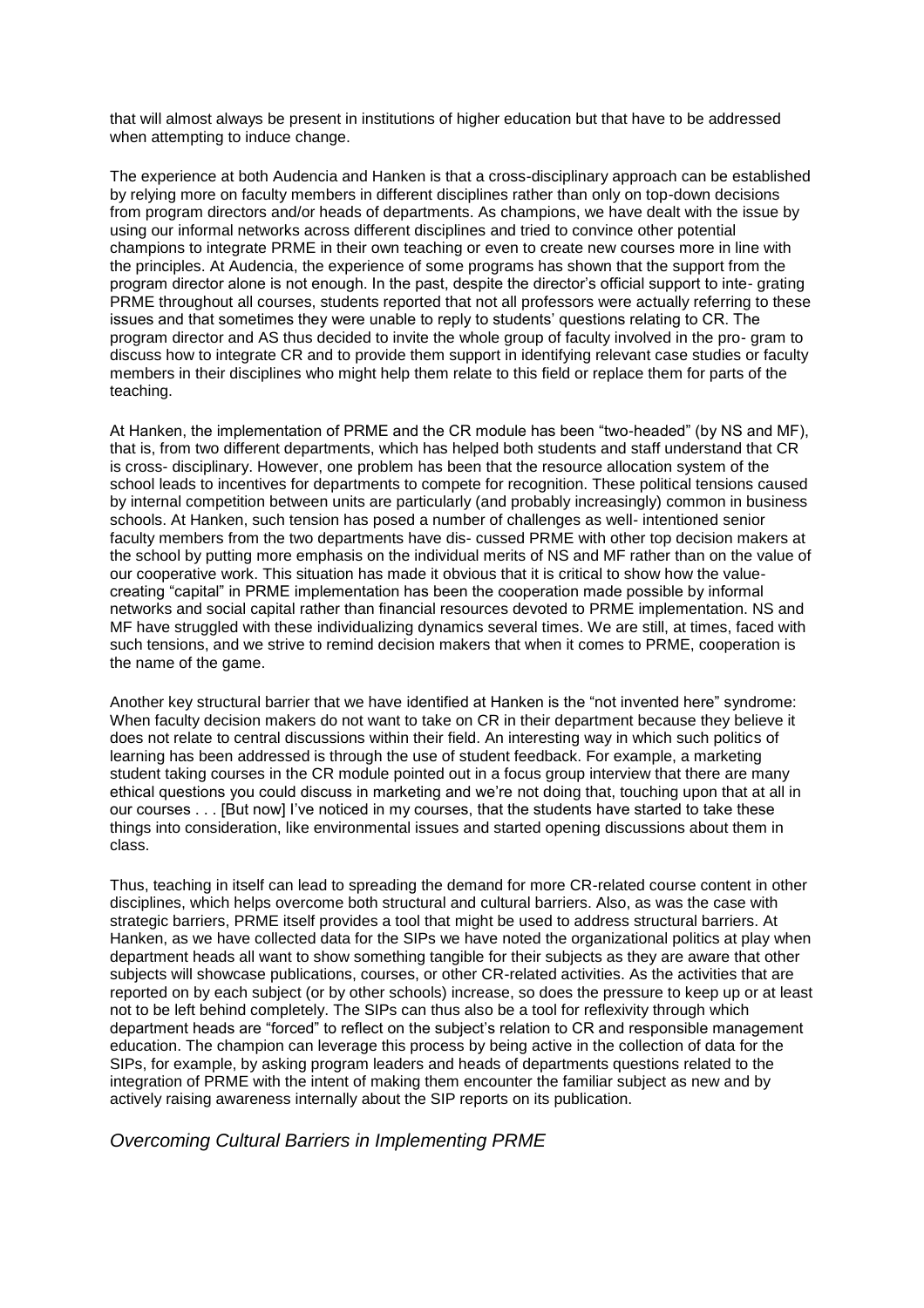that will almost always be present in institutions of higher education but that have to be addressed when attempting to induce change.

The experience at both Audencia and Hanken is that a cross-disciplinary approach can be established by relying more on faculty members in different disciplines rather than only on top-down decisions from program directors and/or heads of departments. As champions, we have dealt with the issue by using our informal networks across different disciplines and tried to convince other potential champions to integrate PRME in their own teaching or even to create new courses more in line with the principles. At Audencia, the experience of some programs has shown that the support from the program director alone is not enough. In the past, despite the director's official support to inte- grating PRME throughout all courses, students reported that not all professors were actually referring to these issues and that sometimes they were unable to reply to students' questions relating to CR. The program director and AS thus decided to invite the whole group of faculty involved in the pro- gram to discuss how to integrate CR and to provide them support in identifying relevant case studies or faculty members in their disciplines who might help them relate to this field or replace them for parts of the teaching.

At Hanken, the implementation of PRME and the CR module has been "two-headed" (by NS and MF), that is, from two different departments, which has helped both students and staff understand that CR is cross- disciplinary. However, one problem has been that the resource allocation system of the school leads to incentives for departments to compete for recognition. These political tensions caused by internal competition between units are particularly (and probably increasingly) common in business schools. At Hanken, such tension has posed a number of challenges as well- intentioned senior faculty members from the two departments have dis- cussed PRME with other top decision makers at the school by putting more emphasis on the individual merits of NS and MF rather than on the value of our cooperative work. This situation has made it obvious that it is critical to show how the value-creating "capital" in PRME implementation has been the cooperation made possible by informal networks and social capital rather than financial resources devoted to PRME implementation. NS and MF have struggled with these individualizing dynamics several times. We are still, at times, faced with such tensions, and we strive to remind decision makers that when it comes to PRME, cooperation is the name of the game.

Another key structural barrier that we have identified at Hanken is the "not invented here" syndrome: When faculty decision makers do not want to take on CR in their department because they believe it does not relate to central discussions within their field. An interesting way in which such politics of learning has been addressed is through the use of student feedback. For example, a marketing student taking courses in the CR module pointed out in a focus group interview that there are many ethical questions you could discuss in marketing and we're not doing that, touching upon that at all in our courses . . . [But now] I've noticed in my courses, that the students have started to take these things into consideration, like environmental issues and started opening discussions about them in class.

Thus, teaching in itself can lead to spreading the demand for more CR-related course content in other disciplines, which helps overcome both structural and cultural barriers. Also, as was the case with strategic barriers, PRME itself provides a tool that might be used to address structural barriers. At Hanken, as we have collected data for the SIPs we have noted the organizational politics at play when department heads all want to show something tangible for their subjects as they are aware that other subjects will showcase publications, courses, or other CR-related activities. As the activities that are reported on by each subject (or by other schools) increase, so does the pressure to keep up or at least not to be left behind completely. The SIPs can thus also be a tool for reflexivity through which department heads are "forced" to reflect on the subject's relation to CR and responsible management education. The champion can leverage this process by being active in the collection of data for the SIPs, for example, by asking program leaders and heads of departments questions related to the integration of PRME with the intent of making them encounter the familiar subject as new and by actively raising awareness internally about the SIP reports on its publication.

### *Overcoming Cultural Barriers in Implementing PRME*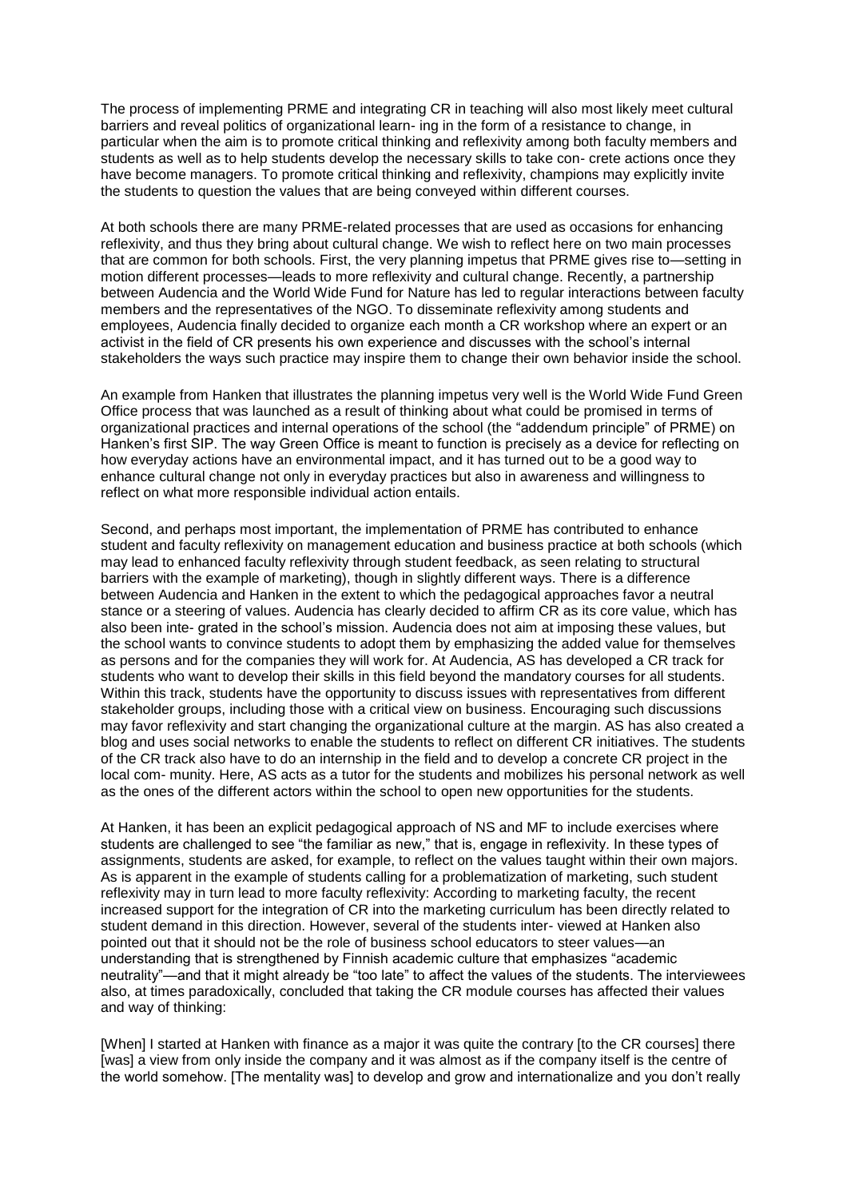The process of implementing PRME and integrating CR in teaching will also most likely meet cultural barriers and reveal politics of organizational learn- ing in the form of a resistance to change, in particular when the aim is to promote critical thinking and reflexivity among both faculty members and students as well as to help students develop the necessary skills to take con- crete actions once they have become managers. To promote critical thinking and reflexivity, champions may explicitly invite the students to question the values that are being conveyed within different courses.

At both schools there are many PRME-related processes that are used as occasions for enhancing reflexivity, and thus they bring about cultural change. We wish to reflect here on two main processes that are common for both schools. First, the very planning impetus that PRME gives rise to—setting in motion different processes—leads to more reflexivity and cultural change. Recently, a partnership between Audencia and the World Wide Fund for Nature has led to regular interactions between faculty members and the representatives of the NGO. To disseminate reflexivity among students and employees, Audencia finally decided to organize each month a CR workshop where an expert or an activist in the field of CR presents his own experience and discusses with the school's internal stakeholders the ways such practice may inspire them to change their own behavior inside the school.

An example from Hanken that illustrates the planning impetus very well is the World Wide Fund Green Office process that was launched as a result of thinking about what could be promised in terms of organizational practices and internal operations of the school (the "addendum principle" of PRME) on Hanken's first SIP. The way Green Office is meant to function is precisely as a device for reflecting on how everyday actions have an environmental impact, and it has turned out to be a good way to enhance cultural change not only in everyday practices but also in awareness and willingness to reflect on what more responsible individual action entails.

Second, and perhaps most important, the implementation of PRME has contributed to enhance student and faculty reflexivity on management education and business practice at both schools (which may lead to enhanced faculty reflexivity through student feedback, as seen relating to structural barriers with the example of marketing), though in slightly different ways. There is a difference between Audencia and Hanken in the extent to which the pedagogical approaches favor a neutral stance or a steering of values. Audencia has clearly decided to affirm CR as its core value, which has also been inte- grated in the school's mission. Audencia does not aim at imposing these values, but the school wants to convince students to adopt them by emphasizing the added value for themselves as persons and for the companies they will work for. At Audencia, AS has developed a CR track for students who want to develop their skills in this field beyond the mandatory courses for all students. Within this track, students have the opportunity to discuss issues with representatives from different stakeholder groups, including those with a critical view on business. Encouraging such discussions may favor reflexivity and start changing the organizational culture at the margin. AS has also created a blog and uses social networks to enable the students to reflect on different CR initiatives. The students of the CR track also have to do an internship in the field and to develop a concrete CR project in the local com- munity. Here, AS acts as a tutor for the students and mobilizes his personal network as well as the ones of the different actors within the school to open new opportunities for the students.

At Hanken, it has been an explicit pedagogical approach of NS and MF to include exercises where students are challenged to see "the familiar as new," that is, engage in reflexivity. In these types of assignments, students are asked, for example, to reflect on the values taught within their own majors. As is apparent in the example of students calling for a problematization of marketing, such student reflexivity may in turn lead to more faculty reflexivity: According to marketing faculty, the recent increased support for the integration of CR into the marketing curriculum has been directly related to student demand in this direction. However, several of the students inter- viewed at Hanken also pointed out that it should not be the role of business school educators to steer values—an understanding that is strengthened by Finnish academic culture that emphasizes "academic neutrality"—and that it might already be "too late" to affect the values of the students. The interviewees also, at times paradoxically, concluded that taking the CR module courses has affected their values and way of thinking:

[When] I started at Hanken with finance as a major it was quite the contrary [to the CR courses] there [was] a view from only inside the company and it was almost as if the company itself is the centre of the world somehow. [The mentality was] to develop and grow and internationalize and you don't really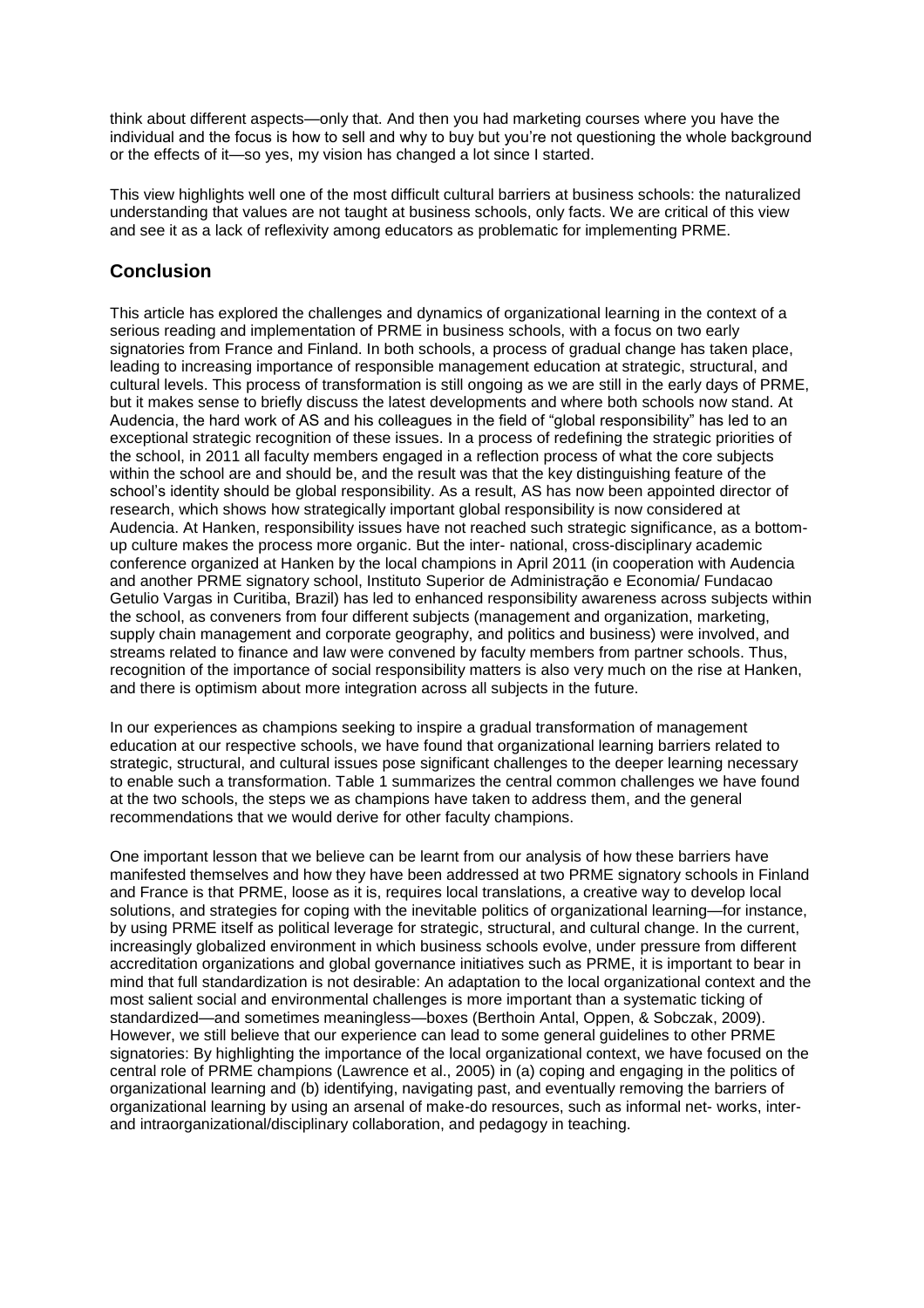think about different aspects—only that. And then you had marketing courses where you have the individual and the focus is how to sell and why to buy but you're not questioning the whole background or the effects of it—so yes, my vision has changed a lot since I started.

This view highlights well one of the most difficult cultural barriers at business schools: the naturalized understanding that values are not taught at business schools, only facts. We are critical of this view and see it as a lack of reflexivity among educators as problematic for implementing PRME.

## Conclusion

This article has explored the challenges and dynamics of organizational learning in the context of a serious reading and implementation of PRME in business schools, with a focus on two early signatories from France and Finland. In both schools, a process of gradual change has taken place, leading to increasing importance of responsible management education at strategic, structural, and cultural levels. This process of transformation is still ongoing as we are still in the early days of PRME, but it makes sense to briefly discuss the latest developments and where both schools now stand. At Audencia, the hard work of AS and his colleagues in the field of "global responsibility" has led to an exceptional strategic recognition of these issues. In a process of redefining the strategic priorities of the school, in 2011 all faculty members engaged in a reflection process of what the core subjects within the school are and should be, and the result was that the key distinguishing feature of the school's identity should be global responsibility. As a result, AS has now been appointed director of research, which shows how strategically important global responsibility is now considered at Audencia. At Hanken, responsibility issues have not reached such strategic significance, as a bottom-up culture makes the process more organic. But the inter- national, cross-disciplinary academic conference organized at Hanken by the local champions in April 2011 (in cooperation with Audencia and another PRME signatory school, Instituto Superior de Administração e Economia/ Fundacao Getulio Vargas in Curitiba, Brazil) has led to enhanced responsibility awareness across subjects within the school, as conveners from four different subjects (management and organization, marketing, supply chain management and corporate geography, and politics and business) were involved, and streams related to finance and law were convened by faculty members from partner schools. Thus, recognition of the importance of social responsibility matters is also very much on the rise at Hanken, and there is optimism about more integration across all subjects in the future.

In our experiences as champions seeking to inspire a gradual transformation of management education at our respective schools, we have found that organizational learning barriers related to strategic, structural, and cultural issues pose significant challenges to the deeper learning necessary to enable such a transformation. Table 1 summarizes the central common challenges we have found at the two schools, the steps we as champions have taken to address them, and the general recommendations that we would derive for other faculty champions.

One important lesson that we believe can be learnt from our analysis of how these barriers have manifested themselves and how they have been addressed at two PRME signatory schools in Finland and France is that PRME, loose as it is, requires local translations, a creative way to develop local solutions, and strategies for coping with the inevitable politics of organizational learning—for instance, by using PRME itself as political leverage for strategic, structural, and cultural change. In the current, increasingly globalized environment in which business schools evolve, under pressure from different accreditation organizations and global governance initiatives such as PRME, it is important to bear in mind that full standardization is not desirable: An adaptation to the local organizational context and the most salient social and environmental challenges is more important than a systematic ticking of standardized—and sometimes meaningless—boxes (Berthoin Antal, Oppen, & Sobczak, 2009). However, we still believe that our experience can lead to some general guidelines to other PRME signatories: By highlighting the importance of the local organizational context, we have focused on the central role of PRME champions (Lawrence et al., 2005) in (a) coping and engaging in the politics of organizational learning and (b) identifying, navigating past, and eventually removing the barriers of organizational learning by using an arsenal of make-do resources, such as informal net- works, inter- and intraorganizational/disciplinary collaboration, and pedagogy in teaching.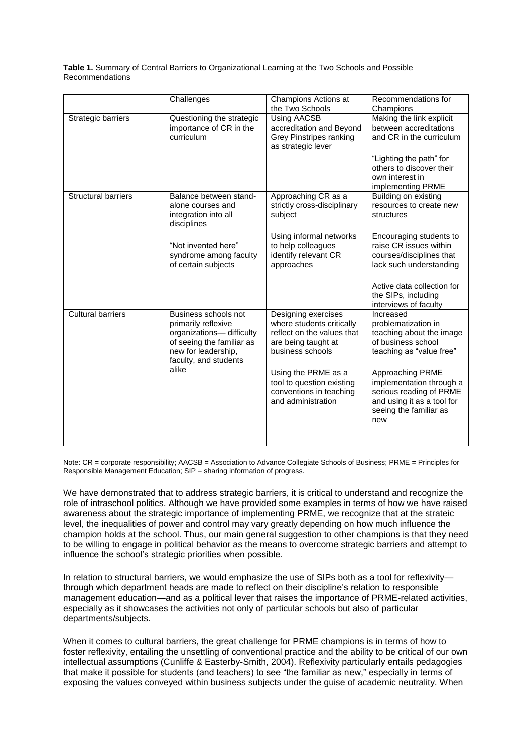**Table 1.** Summary of Central Barriers to Organizational Learning at the Two Schools and Possible Recommendations

| | Challenges | Champions Actions at the Two Schools | Recommendations for Champions |
|---|---|---|---|
| Strategic barriers | Questioning the strategic importance of CR in the curriculum | Using AACSB accreditation and Beyond Grey Pinstripes ranking as strategic lever | Making the link explicit between accreditations and CR in the curriculum<br><br>"Lighting the path" for others to discover their own interest in implementing PRME |
| Structural barriers | Balance between stand-alone courses and integration into all disciplines<br><br>"Not invented here" syndrome among faculty of certain subjects | Approaching CR as a strictly cross-disciplinary subject<br><br>Using informal networks to help colleagues identify relevant CR approaches | Building on existing resources to create new structures<br><br>Encouraging students to raise CR issues within courses/disciplines that lack such understanding<br><br>Active data collection for the SIPs, including interviews of faculty |
| Cultural barriers | Business schools not primarily reflexive organizations— difficulty of seeing the familiar as new for leadership, faculty, and students alike | Designing exercises where students critically reflect on the values that are being taught at business schools<br><br>Using the PRME as a tool to question existing conventions in teaching and administration | Increased problematization in teaching about the image of business school teaching as "value free"<br><br>Approaching PRME implementation through a serious reading of PRME and using it as a tool for seeing the familiar as new |

Note: CR = corporate responsibility; AACSB = Association to Advance Collegiate Schools of Business; PRME = Principles for Responsible Management Education; SIP = sharing information of progress.

We have demonstrated that to address strategic barriers, it is critical to understand and recognize the role of intraschool politics. Although we have provided some examples in terms of how we have raised awareness about the strategic importance of implementing PRME, we recognize that at the strateic level, the inequalities of power and control may vary greatly depending on how much influence the champion holds at the school. Thus, our main general suggestion to other champions is that they need to be willing to engage in political behavior as the means to overcome strategic barriers and attempt to influence the school's strategic priorities when possible.

In relation to structural barriers, we would emphasize the use of SIPs both as a tool for reflexivity—through which department heads are made to reflect on their discipline's relation to responsible management education—and as a political lever that raises the importance of PRME-related activities, especially as it showcases the activities not only of particular schools but also of particular departments/subjects.

When it comes to cultural barriers, the great challenge for PRME champions is in terms of how to foster reflexivity, entailing the unsettling of conventional practice and the ability to be critical of our own intellectual assumptions (Cunliffe & Easterby-Smith, 2004). Reflexivity particularly entails pedagogies that make it possible for students (and teachers) to see "the familiar as new," especially in terms of exposing the values conveyed within business subjects under the guise of academic neutrality. When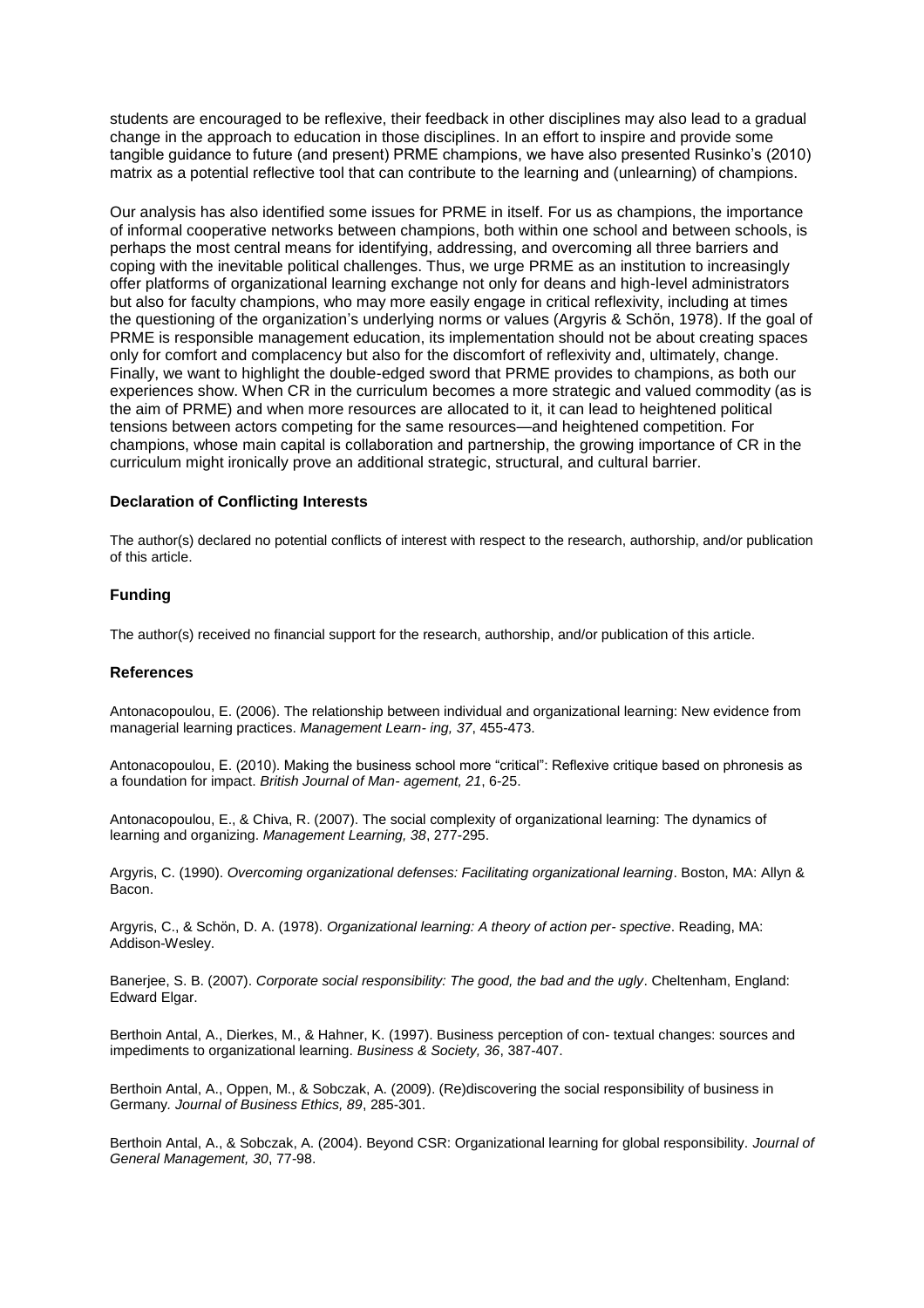students are encouraged to be reflexive, their feedback in other disciplines may also lead to a gradual change in the approach to education in those disciplines. In an effort to inspire and provide some tangible guidance to future (and present) PRME champions, we have also presented Rusinko's (2010) matrix as a potential reflective tool that can contribute to the learning and (unlearning) of champions.

Our analysis has also identified some issues for PRME in itself. For us as champions, the importance of informal cooperative networks between champions, both within one school and between schools, is perhaps the most central means for identifying, addressing, and overcoming all three barriers and coping with the inevitable political challenges. Thus, we urge PRME as an institution to increasingly offer platforms of organizational learning exchange not only for deans and high-level administrators but also for faculty champions, who may more easily engage in critical reflexivity, including at times the questioning of the organization's underlying norms or values (Argyris & Schön, 1978). If the goal of PRME is responsible management education, its implementation should not be about creating spaces only for comfort and complacency but also for the discomfort of reflexivity and, ultimately, change. Finally, we want to highlight the double-edged sword that PRME provides to champions, as both our experiences show. When CR in the curriculum becomes a more strategic and valued commodity (as is the aim of PRME) and when more resources are allocated to it, it can lead to heightened political tensions between actors competing for the same resources—and heightened competition. For champions, whose main capital is collaboration and partnership, the growing importance of CR in the curriculum might ironically prove an additional strategic, structural, and cultural barrier.

### Declaration of Conflicting Interests

The author(s) declared no potential conflicts of interest with respect to the research, authorship, and/or publication of this article.

### Funding

The author(s) received no financial support for the research, authorship, and/or publication of this article.

### References

Antonacopoulou, E. (2006). The relationship between individual and organizational learning: New evidence from managerial learning practices. *Management Learn- ing, 37*, 455-473.

Antonacopoulou, E. (2010). Making the business school more "critical": Reflexive critique based on phronesis as a foundation for impact. *British Journal of Man- agement, 21*, 6-25.

Antonacopoulou, E., & Chiva, R. (2007). The social complexity of organizational learning: The dynamics of learning and organizing. *Management Learning, 38*, 277-295.

Argyris, C. (1990). *Overcoming organizational defenses: Facilitating organizational learning*. Boston, MA: Allyn & Bacon.

Argyris, C., & Schön, D. A. (1978). *Organizational learning: A theory of action per- spective*. Reading, MA: Addison-Wesley.

Banerjee, S. B. (2007). *Corporate social responsibility: The good, the bad and the ugly*. Cheltenham, England: Edward Elgar.

Berthoin Antal, A., Dierkes, M., & Hahner, K. (1997). Business perception of con- textual changes: sources and impediments to organizational learning. *Business & Society, 36*, 387-407.

Berthoin Antal, A., Oppen, M., & Sobczak, A. (2009). (Re)discovering the social responsibility of business in Germany. *Journal of Business Ethics, 89*, 285-301.

Berthoin Antal, A., & Sobczak, A. (2004). Beyond CSR: Organizational learning for global responsibility. *Journal of General Management, 30*, 77-98.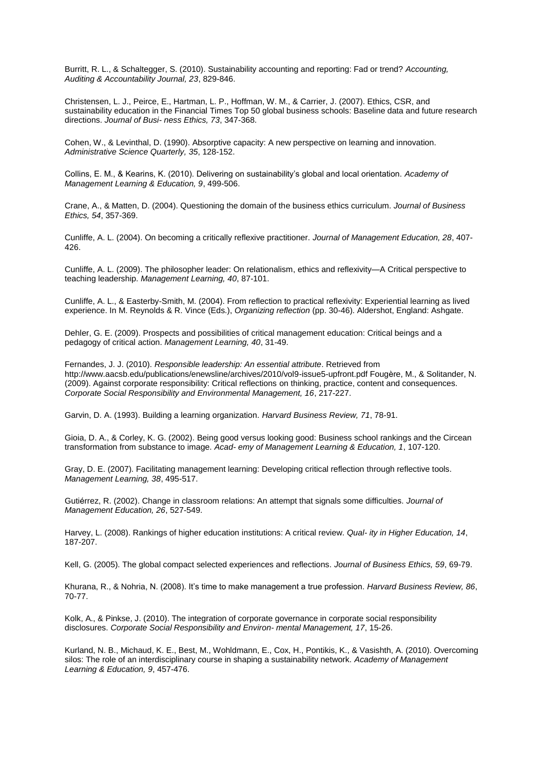Burritt, R. L., & Schaltegger, S. (2010). Sustainability accounting and reporting: Fad or trend? *Accounting, Auditing & Accountability Journal, 23*, 829-846.

Christensen, L. J., Peirce, E., Hartman, L. P., Hoffman, W. M., & Carrier, J. (2007). Ethics, CSR, and sustainability education in the Financial Times Top 50 global business schools: Baseline data and future research directions. *Journal of Busi- ness Ethics, 73*, 347-368.

Cohen, W., & Levinthal, D. (1990). Absorptive capacity: A new perspective on learning and innovation. *Administrative Science Quarterly, 35*, 128-152.

Collins, E. M., & Kearins, K. (2010). Delivering on sustainability's global and local orientation. *Academy of Management Learning & Education, 9*, 499-506.

Crane, A., & Matten, D. (2004). Questioning the domain of the business ethics curriculum. *Journal of Business Ethics, 54*, 357-369.

Cunliffe, A. L. (2004). On becoming a critically reflexive practitioner. *Journal of Management Education, 28*, 407-426.

Cunliffe, A. L. (2009). The philosopher leader: On relationalism, ethics and reflexivity—A Critical perspective to teaching leadership. *Management Learning, 40*, 87-101.

Cunliffe, A. L., & Easterby-Smith, M. (2004). From reflection to practical reflexivity: Experiential learning as lived experience. In M. Reynolds & R. Vince (Eds.), *Organizing reflection* (pp. 30-46). Aldershot, England: Ashgate.

Dehler, G. E. (2009). Prospects and possibilities of critical management education: Critical beings and a pedagogy of critical action. *Management Learning, 40*, 31-49.

Fernandes, J. J. (2010). *Responsible leadership: An essential attribute*. Retrieved from http://www.aacsb.edu/publications/enewsline/archives/2010/vol9-issue5-upfront.pdf Fougère, M., & Solitander, N. (2009). Against corporate responsibility: Critical reflections on thinking, practice, content and consequences. *Corporate Social Responsibility and Environmental Management, 16*, 217-227.

Garvin, D. A. (1993). Building a learning organization. *Harvard Business Review, 71*, 78-91.

Gioia, D. A., & Corley, K. G. (2002). Being good versus looking good: Business school rankings and the Circean transformation from substance to image. *Acad- emy of Management Learning & Education, 1*, 107-120.

Gray, D. E. (2007). Facilitating management learning: Developing critical reflection through reflective tools. *Management Learning, 38*, 495-517.

Gutiérrez, R. (2002). Change in classroom relations: An attempt that signals some difficulties. *Journal of Management Education, 26*, 527-549.

Harvey, L. (2008). Rankings of higher education institutions: A critical review. *Qual- ity in Higher Education, 14*, 187-207.

Kell, G. (2005). The global compact selected experiences and reflections. *Journal of Business Ethics, 59*, 69-79.

Khurana, R., & Nohria, N. (2008). It's time to make management a true profession. *Harvard Business Review, 86*, 70-77.

Kolk, A., & Pinkse, J. (2010). The integration of corporate governance in corporate social responsibility disclosures. *Corporate Social Responsibility and Environ- mental Management, 17*, 15-26.

Kurland, N. B., Michaud, K. E., Best, M., Wohldmann, E., Cox, H., Pontikis, K., & Vasishth, A. (2010). Overcoming silos: The role of an interdisciplinary course in shaping a sustainability network. *Academy of Management Learning & Education, 9*, 457-476.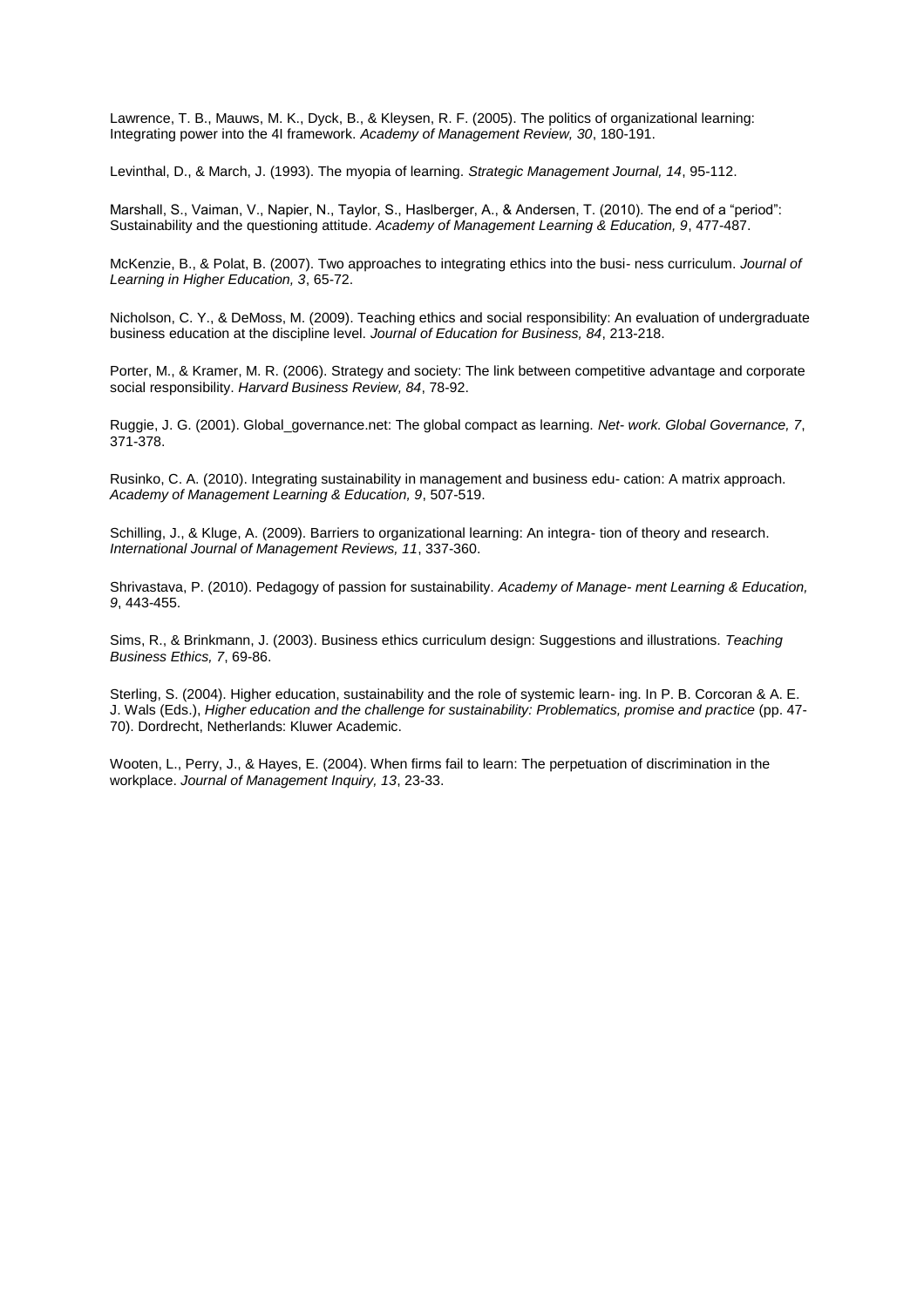Lawrence, T. B., Mauws, M. K., Dyck, B., & Kleysen, R. F. (2005). The politics of organizational learning: Integrating power into the 4I framework. *Academy of Management Review, 30*, 180-191.

Levinthal, D., & March, J. (1993). The myopia of learning. *Strategic Management Journal, 14*, 95-112.

Marshall, S., Vaiman, V., Napier, N., Taylor, S., Haslberger, A., & Andersen, T. (2010). The end of a "period": Sustainability and the questioning attitude. *Academy of Management Learning & Education, 9*, 477-487.

McKenzie, B., & Polat, B. (2007). Two approaches to integrating ethics into the busi- ness curriculum. *Journal of Learning in Higher Education, 3*, 65-72.

Nicholson, C. Y., & DeMoss, M. (2009). Teaching ethics and social responsibility: An evaluation of undergraduate business education at the discipline level. *Journal of Education for Business, 84*, 213-218.

Porter, M., & Kramer, M. R. (2006). Strategy and society: The link between competitive advantage and corporate social responsibility. *Harvard Business Review, 84*, 78-92.

Ruggie, J. G. (2001). Global_governance.net: The global compact as learning. *Net- work. Global Governance, 7*, 371-378.

Rusinko, C. A. (2010). Integrating sustainability in management and business edu- cation: A matrix approach. *Academy of Management Learning & Education, 9*, 507-519.

Schilling, J., & Kluge, A. (2009). Barriers to organizational learning: An integra- tion of theory and research. *International Journal of Management Reviews, 11*, 337-360.

Shrivastava, P. (2010). Pedagogy of passion for sustainability. *Academy of Manage- ment Learning & Education, 9*, 443-455.

Sims, R., & Brinkmann, J. (2003). Business ethics curriculum design: Suggestions and illustrations. *Teaching Business Ethics, 7*, 69-86.

Sterling, S. (2004). Higher education, sustainability and the role of systemic learn- ing. In P. B. Corcoran & A. E. J. Wals (Eds.), *Higher education and the challenge for sustainability: Problematics, promise and practice* (pp. 47-70). Dordrecht, Netherlands: Kluwer Academic.

Wooten, L., Perry, J., & Hayes, E. (2004). When firms fail to learn: The perpetuation of discrimination in the workplace. *Journal of Management Inquiry, 13*, 23-33.